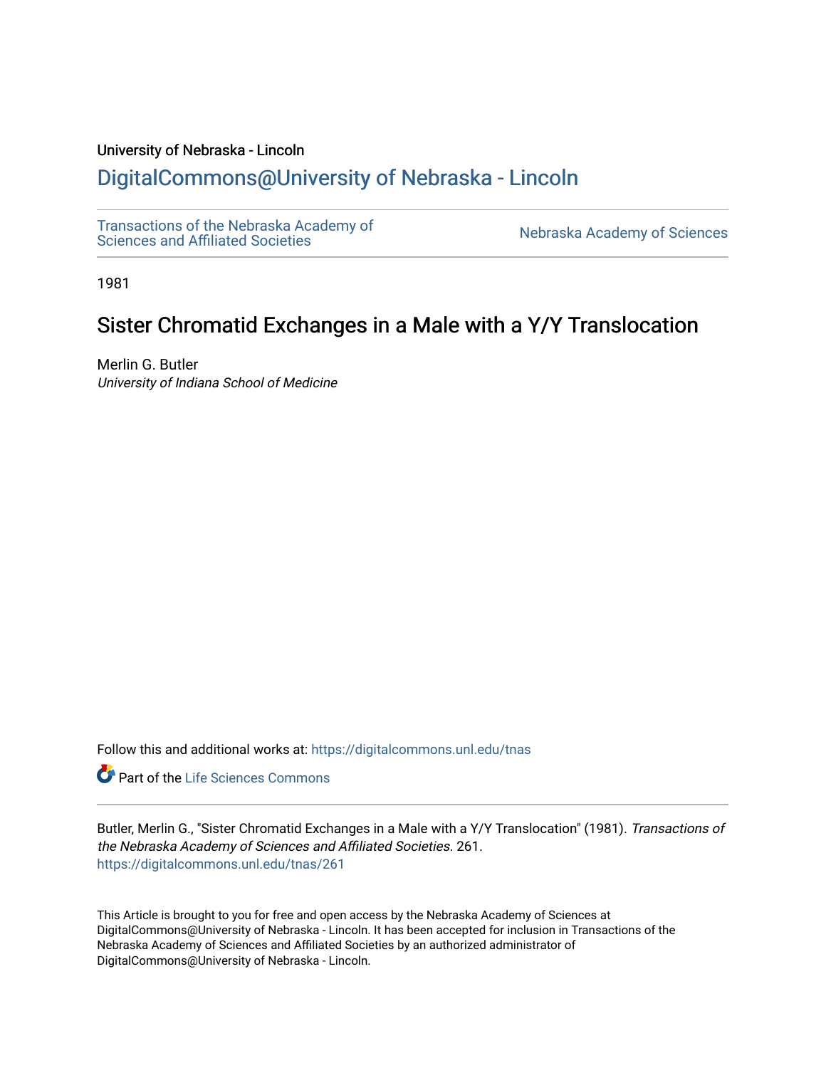University of Nebraska - Lincoln

## DigitalCommons@University of Nebraska - Lincoln

Transactions of the Nebraska Academy of Sciences and Affiliated Societies

Nebraska Academy of Sciences

1981

# Sister Chromatid Exchanges in a Male with a Y/Y Translocation

Merlin G. Butler

*University of Indiana School of Medicine*

Follow this and additional works at: https://digitalcommons.unl.edu/tnas

Part of the Life Sciences Commons

Butler, Merlin G., "Sister Chromatid Exchanges in a Male with a Y/Y Translocation" (1981). *Transactions of the Nebraska Academy of Sciences and Affiliated Societies*. 261.
https://digitalcommons.unl.edu/tnas/261

This Article is brought to you for free and open access by the Nebraska Academy of Sciences at DigitalCommons@University of Nebraska - Lincoln. It has been accepted for inclusion in Transactions of the Nebraska Academy of Sciences and Affiliated Societies by an authorized administrator of DigitalCommons@University of Nebraska - Lincoln.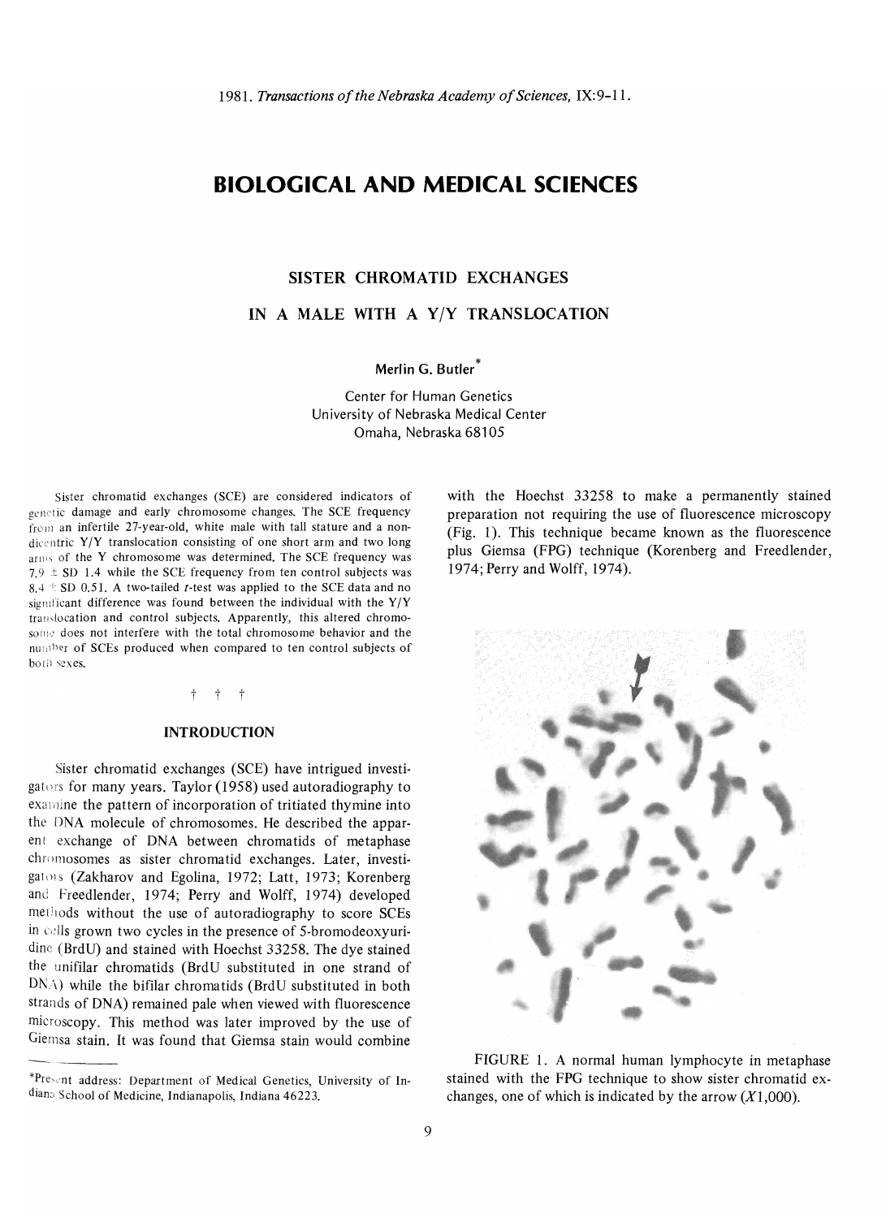# BIOLOGICAL AND MEDICAL SCIENCES

## SISTER CHROMATID EXCHANGES

## IN A MALE WITH A Y/Y TRANSLOCATION

**Merlin G. Butler***

Center for Human Genetics
University of Nebraska Medical Center
Omaha, Nebraska 68105

Sister chromatid exchanges (SCE) are considered indicators of genetic damage and early chromosome changes. The SCE frequency from an infertile 27-year-old, white male with tall stature and a non-dicentric Y/Y translocation consisting of one short arm and two long arms of the Y chromosome was determined. The SCE frequency was 7.9 ± SD 1.4 while the SCE frequency from ten control subjects was 8.4 ± SD 0.51. A two-tailed *t*-test was applied to the SCE data and no significant difference was found between the individual with the Y/Y translocation and control subjects. Apparently, this altered chromosome does not interfere with the total chromosome behavior and the number of SCEs produced when compared to ten control subjects of both sexes.

† † †

### INTRODUCTION

Sister chromatid exchanges (SCE) have intrigued investigators for many years. Taylor (1958) used autoradiography to examine the pattern of incorporation of tritiated thymine into the DNA molecule of chromosomes. He described the apparent exchange of DNA between chromatids of metaphase chromosomes as sister chromatid exchanges. Later, investigators (Zakharov and Egolina, 1972; Latt, 1973; Korenberg and Freedlender, 1974; Perry and Wolff, 1974) developed methods without the use of autoradiography to score SCEs in cells grown two cycles in the presence of 5-bromodeoxyuridine (BrdU) and stained with Hoechst 33258. The dye stained the unifilar chromatids (BrdU substituted in one strand of DNA) while the bifilar chromatids (BrdU substituted in both strands of DNA) remained pale when viewed with fluorescence microscopy. This method was later improved by the use of Giemsa stain. It was found that Giemsa stain would combine with the Hoechst 33258 to make a permanently stained preparation not requiring the use of fluorescence microscopy (Fig. 1). This technique became known as the fluorescence plus Giemsa (FPG) technique (Korenberg and Freedlender, 1974; Perry and Wolff, 1974).

FIGURE 1. A normal human lymphocyte in metaphase stained with the FPG technique to show sister chromatid exchanges, one of which is indicated by the arrow (*X*1,000).

*Present address: Department of Medical Genetics, University of Indiana School of Medicine, Indianapolis, Indiana 46223.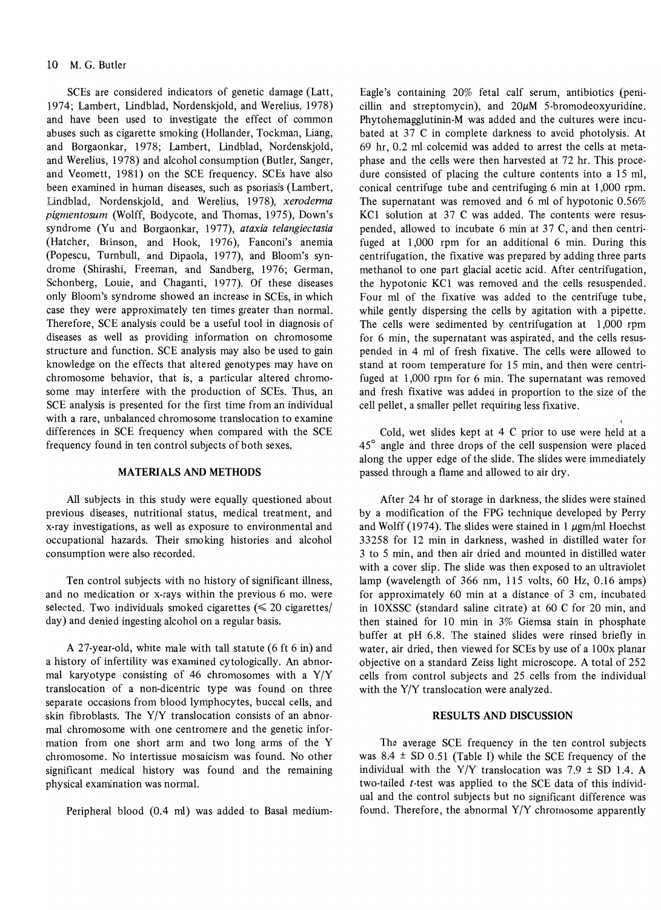SCEs are considered indicators of genetic damage (Latt, 1974; Lambert, Lindblad, Nordenskjold, and Werelius, 1978) and have been used to investigate the effect of common abuses such as cigarette smoking (Hollander, Tockman, Liang, and Borgaonkar, 1978; Lambert, Lindblad, Nordenskjold, and Werelius, 1978) and alcohol consumption (Butler, Sanger, and Veomett, 1981) on the SCE frequency. SCEs have also been examined in human diseases, such as psoriasis (Lambert, Lindblad, Nordenskjold, and Werelius, 1978), *xeroderma pigmentosum* (Wolff, Bodycote, and Thomas, 1975), Down's syndrome (Yu and Borgaonkar, 1977), *ataxia telangiectasia* (Hatcher, Brinson, and Hook, 1976), Fanconi's anemia (Popescu, Turnbull, and Dipaola, 1977), and Bloom's syndrome (Shirashi, Freeman, and Sandberg, 1976; German, Schonberg, Louie, and Chaganti, 1977). Of these diseases only Bloom's syndrome showed an increase in SCEs, in which case they were approximately ten times greater than normal. Therefore, SCE analysis could be a useful tool in diagnosis of diseases as well as providing information on chromosome structure and function. SCE analysis may also be used to gain knowledge on the effects that altered genotypes may have on chromosome behavior, that is, a particular altered chromosome may interfere with the production of SCEs. Thus, an SCE analysis is presented for the first time from an individual with a rare, unbalanced chromosome translocation to examine differences in SCE frequency when compared with the SCE frequency found in ten control subjects of both sexes.

## MATERIALS AND METHODS

All subjects in this study were equally questioned about previous diseases, nutritional status, medical treatment, and x-ray investigations, as well as exposure to environmental and occupational hazards. Their smoking histories and alcohol consumption were also recorded.

Ten control subjects with no history of significant illness, and no medication or x-rays within the previous 6 mo. were selected. Two individuals smoked cigarettes ($\leqslant$ 20 cigarettes/day) and denied ingesting alcohol on a regular basis.

A 27-year-old, white male with tall statute (6 ft 6 in) and a history of infertility was examined cytologically. An abnormal karyotype consisting of 46 chromosomes with a Y/Y translocation of a non-dicentric type was found on three separate occasions from blood lymphocytes, buccal cells, and skin fibroblasts. The Y/Y translocation consists of an abnormal chromosome with one centromere and the genetic information from one short arm and two long arms of the Y chromosome. No intertissue mosaicism was found. No other significant medical history was found and the remaining physical examination was normal.

Peripheral blood (0.4 ml) was added to Basal medium-Eagle's containing 20% fetal calf serum, antibiotics (penicillin and streptomycin), and 20$\mu$M 5-bromodeoxyuridine. Phytohemagglutinin-M was added and the cultures were incubated at 37 C in complete darkness to avoid photolysis. At 69 hr, 0.2 ml colcemid was added to arrest the cells at metaphase and the cells were then harvested at 72 hr. This procedure consisted of placing the culture contents into a 15 ml, conical centrifuge tube and centrifuging 6 min at 1,000 rpm. The supernatant was removed and 6 ml of hypotonic 0.56% KCl solution at 37 C was added. The contents were resuspended, allowed to incubate 6 min at 37 C, and then centrifuged at 1,000 rpm for an additional 6 min. During this centrifugation, the fixative was prepared by adding three parts methanol to one part glacial acetic acid. After centrifugation, the hypotonic KCl was removed and the cells resuspended. Four ml of the fixative was added to the centrifuge tube, while gently dispersing the cells by agitation with a pipette. The cells were sedimented by centrifugation at 1,000 rpm for 6 min, the supernatant was aspirated, and the cells resuspended in 4 ml of fresh fixative. The cells were allowed to stand at room temperature for 15 min, and then were centrifuged at 1,000 rpm for 6 min. The supernatant was removed and fresh fixative was added in proportion to the size of the cell pellet, a smaller pellet requiring less fixative.

Cold, wet slides kept at 4 C prior to use were held at a 45° angle and three drops of the cell suspension were placed along the upper edge of the slide. The slides were immediately passed through a flame and allowed to air dry.

After 24 hr of storage in darkness, the slides were stained by a modification of the FPG technique developed by Perry and Wolff (1974). The slides were stained in 1 $\mu$gm/ml Hoechst 33258 for 12 min in darkness, washed in distilled water for 3 to 5 min, and then air dried and mounted in distilled water with a cover slip. The slide was then exposed to an ultraviolet lamp (wavelength of 366 nm, 115 volts, 60 Hz, 0.16 amps) for approximately 60 min at a distance of 3 cm, incubated in 10XSSC (standard saline citrate) at 60 C for 20 min, and then stained for 10 min in 3% Giemsa stain in phosphate buffer at pH 6.8. The stained slides were rinsed briefly in water, air dried, then viewed for SCEs by use of a 100x planar objective on a standard Zeiss light microscope. A total of 252 cells from control subjects and 25 cells from the individual with the Y/Y translocation were analyzed.

## RESULTS AND DISCUSSION

The average SCE frequency in the ten control subjects was 8.4 ± SD 0.51 (Table I) while the SCE frequency of the individual with the Y/Y translocation was 7.9 ± SD 1.4. A two-tailed *t*-test was applied to the SCE data of this individual and the control subjects but no significant difference was found. Therefore, the abnormal Y/Y chromosome apparently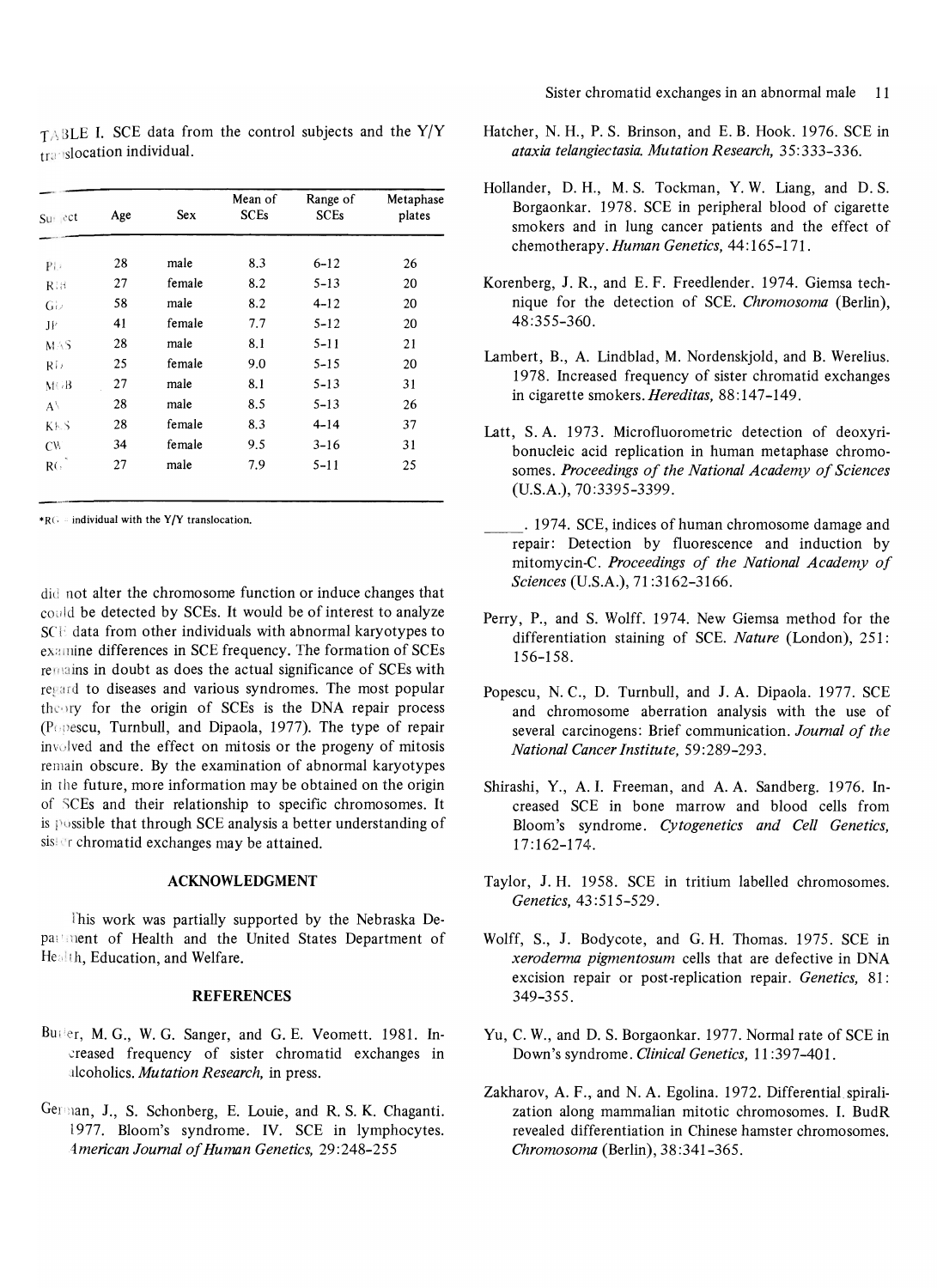TABLE I. SCE data from the control subjects and the Y/Y translocation individual.

| Subject | Age | Sex | Mean of SCEs | Range of SCEs | Metaphase plates |
|---|---|---|---|---|---|
| PI | 28 | male | 8.3 | 6–12 | 26 |
| RH | 27 | female | 8.2 | 5–13 | 20 |
| GJ | 58 | male | 8.2 | 4–12 | 20 |
| JF | 41 | female | 7.7 | 5–12 | 20 |
| MAS | 28 | male | 8.1 | 5–11 | 21 |
| RD | 25 | female | 9.0 | 5–15 | 20 |
| MEB | 27 | male | 8.1 | 5–13 | 31 |
| AV | 28 | male | 8.5 | 5–13 | 26 |
| KES | 28 | female | 8.3 | 4–14 | 37 |
| CW | 34 | female | 9.5 | 3–16 | 31 |
| RG* | 27 | male | 7.9 | 5–11 | 25 |

*RG = individual with the Y/Y translocation.

did not alter the chromosome function or induce changes that could be detected by SCEs. It would be of interest to analyze SCE data from other individuals with abnormal karyotypes to examine differences in SCE frequency. The formation of SCEs remains in doubt as does the actual significance of SCEs with regard to diseases and various syndromes. The most popular theory for the origin of SCEs is the DNA repair process (Popescu, Turnbull, and Dipaola, 1977). The type of repair involved and the effect on mitosis or the progeny of mitosis remain obscure. By the examination of abnormal karyotypes in the future, more information may be obtained on the origin of SCEs and their relationship to specific chromosomes. It is possible that through SCE analysis a better understanding of sister chromatid exchanges may be attained.

## ACKNOWLEDGMENT

This work was partially supported by the Nebraska Department of Health and the United States Department of Health, Education, and Welfare.

## REFERENCES

Butler, M. G., W. G. Sanger, and G. E. Veomett. 1981. Increased frequency of sister chromatid exchanges in alcoholics. *Mutation Research,* in press.

German, J., S. Schonberg, E. Louie, and R. S. K. Chaganti. 1977. Bloom's syndrome. IV. SCE in lymphocytes. *American Journal of Human Genetics,* 29:248-255

Hatcher, N. H., P. S. Brinson, and E. B. Hook. 1976. SCE in *ataxia telangiectasia. Mutation Research,* 35:333-336.

Hollander, D. H., M. S. Tockman, Y. W. Liang, and D. S. Borgaonkar. 1978. SCE in peripheral blood of cigarette smokers and in lung cancer patients and the effect of chemotherapy. *Human Genetics,* 44:165-171.

Korenberg, J. R., and E. F. Freedlender. 1974. Giemsa technique for the detection of SCE. *Chromosoma* (Berlin), 48:355-360.

Lambert, B., A. Lindblad, M. Nordenskjold, and B. Werelius. 1978. Increased frequency of sister chromatid exchanges in cigarette smokers. *Hereditas,* 88:147-149.

Latt, S. A. 1973. Microfluorometric detection of deoxyribonucleic acid replication in human metaphase chromosomes. *Proceedings of the National Academy of Sciences* (U.S.A.), 70:3395-3399.

_____. 1974. SCE, indices of human chromosome damage and repair: Detection by fluorescence and induction by mitomycin-C. *Proceedings of the National Academy of Sciences* (U.S.A.), 71:3162-3166.

Perry, P., and S. Wolff. 1974. New Giemsa method for the differentiation staining of SCE. *Nature* (London), 251: 156-158.

Popescu, N. C., D. Turnbull, and J. A. Dipaola. 1977. SCE and chromosome aberration analysis with the use of several carcinogens: Brief communication. *Journal of the National Cancer Institute,* 59:289-293.

Shirashi, Y., A. I. Freeman, and A. A. Sandberg. 1976. Increased SCE in bone marrow and blood cells from Bloom's syndrome. *Cytogenetics and Cell Genetics,* 17:162-174.

Taylor, J. H. 1958. SCE in tritium labelled chromosomes. *Genetics,* 43:515-529.

Wolff, S., J. Bodycote, and G. H. Thomas. 1975. SCE in *xeroderma pigmentosum* cells that are defective in DNA excision repair or post-replication repair. *Genetics,* 81: 349-355.

Yu, C. W., and D. S. Borgaonkar. 1977. Normal rate of SCE in Down's syndrome. *Clinical Genetics,* 11:397-401.

Zakharov, A. F., and N. A. Egolina. 1972. Differential spiralization along mammalian mitotic chromosomes. I. BudR revealed differentiation in Chinese hamster chromosomes. *Chromosoma* (Berlin), 38:341-365.